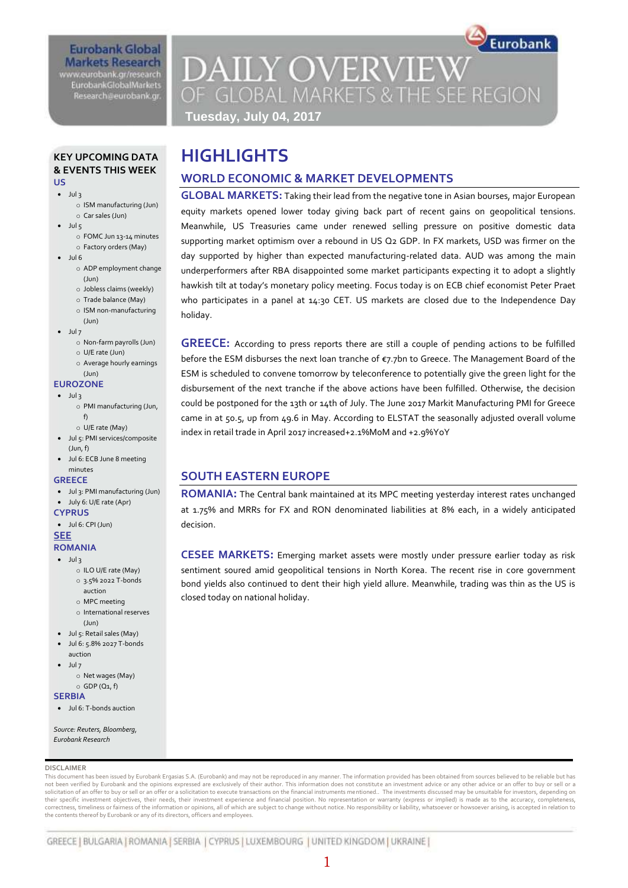Eurobank Global Markets Research
www.eurobank.gr/research
EurobankGlobalMarkets
Research@eurobank.gr

# DAILY OVERVIEW OF GLOBAL MARKETS & THE SEE REGION

**Tuesday, July 04, 2017**

## KEY UPCOMING DATA & EVENTS THIS WEEK

**US**

- Jul 3
  - ISM manufacturing (Jun)
  - Car sales (Jun)
- Jul 5
  - FOMC Jun 13-14 minutes
  - Factory orders (May)
- Jul 6
  - ADP employment change (Jun)
  - Jobless claims (weekly)
  - Trade balance (May)
  - ISM non-manufacturing (Jun)
- Jul 7
  - Non-farm payrolls (Jun)
  - U/E rate (Jun)
  - Average hourly earnings (Jun)

**EUROZONE**

- Jul 3
  - PMI manufacturing (Jun, f)
  - U/E rate (May)
- Jul 5: PMI services/composite (Jun, f)
- Jul 6: ECB June 8 meeting minutes

**GREECE**

- Jul 3: PMI manufacturing (Jun)
- July 6: U/E rate (Apr)

**CYPRUS**

- Jul 6: CPI (Jun)

**SEE**

**ROMANIA**

- Jul 3
  - ILO U/E rate (May)
  - 3.5% 2022 T-bonds auction
  - MPC meeting
  - International reserves (Jun)
- Jul 5: Retail sales (May)
- Jul 6: 5.8% 2027 T-bonds auction
- Jul 7
  - Net wages (May)
  - GDP (Q1, f)

**SERBIA**

- Jul 6: T-bonds auction

*Source: Reuters, Bloomberg, Eurobank Research*

# HIGHLIGHTS

## WORLD ECONOMIC & MARKET DEVELOPMENTS

**GLOBAL MARKETS:** Taking their lead from the negative tone in Asian bourses, major European equity markets opened lower today giving back part of recent gains on geopolitical tensions. Meanwhile, US Treasuries came under renewed selling pressure on positive domestic data supporting market optimism over a rebound in US Q2 GDP. In FX markets, USD was firmer on the day supported by higher than expected manufacturing-related data. AUD was among the main underperformers after RBA disappointed some market participants expecting it to adopt a slightly hawkish tilt at today's monetary policy meeting. Focus today is on ECB chief economist Peter Praet who participates in a panel at 14:30 CET. US markets are closed due to the Independence Day holiday.

**GREECE:** According to press reports there are still a couple of pending actions to be fulfilled before the ESM disburses the next loan tranche of €7.7bn to Greece. The Management Board of the ESM is scheduled to convene tomorrow by teleconference to potentially give the green light for the disbursement of the next tranche if the above actions have been fulfilled. Otherwise, the decision could be postponed for the 13th or 14th of July. The June 2017 Markit Manufacturing PMI for Greece came in at 50.5, up from 49.6 in May. According to ELSTAT the seasonally adjusted overall volume index in retail trade in April 2017 increased+2.1%MoM and +2.9%YoY

## SOUTH EASTERN EUROPE

**ROMANIA:** The Central bank maintained at its MPC meeting yesterday interest rates unchanged at 1.75% and MRRs for FX and RON denominated liabilities at 8% each, in a widely anticipated decision.

**CESEE MARKETS:** Emerging market assets were mostly under pressure earlier today as risk sentiment soured amid geopolitical tensions in North Korea. The recent rise in core government bond yields also continued to dent their high yield allure. Meanwhile, trading was thin as the US is closed today on national holiday.

**DISCLAIMER**

This document has been issued by Eurobank Ergasias S.A. (Eurobank) and may not be reproduced in any manner. The information provided has been obtained from sources believed to be reliable but has not been verified by Eurobank and the opinions expressed are exclusively of their author. This information does not constitute an investment advice or any other advice or an offer to buy or sell or a solicitation of an offer to buy or sell or an offer or a solicitation to execute transactions on the financial instruments mentioned.. The investments discussed may be unsuitable for investors, depending on their specific investment objectives, their needs, their investment experience and financial position. No representation or warranty (express or implied) is made as to the accuracy, completeness, correctness, timeliness or fairness of the information or opinions, all of which are subject to change without notice. No responsibility or liability, whatsoever or howsoever arising, is accepted in relation to the contents thereof by Eurobank or any of its directors, officers and employees.

GREECE | BULGARIA | ROMANIA | SERBIA | CYPRUS | LUXEMBOURG | UNITED KINGDOM | UKRAINE |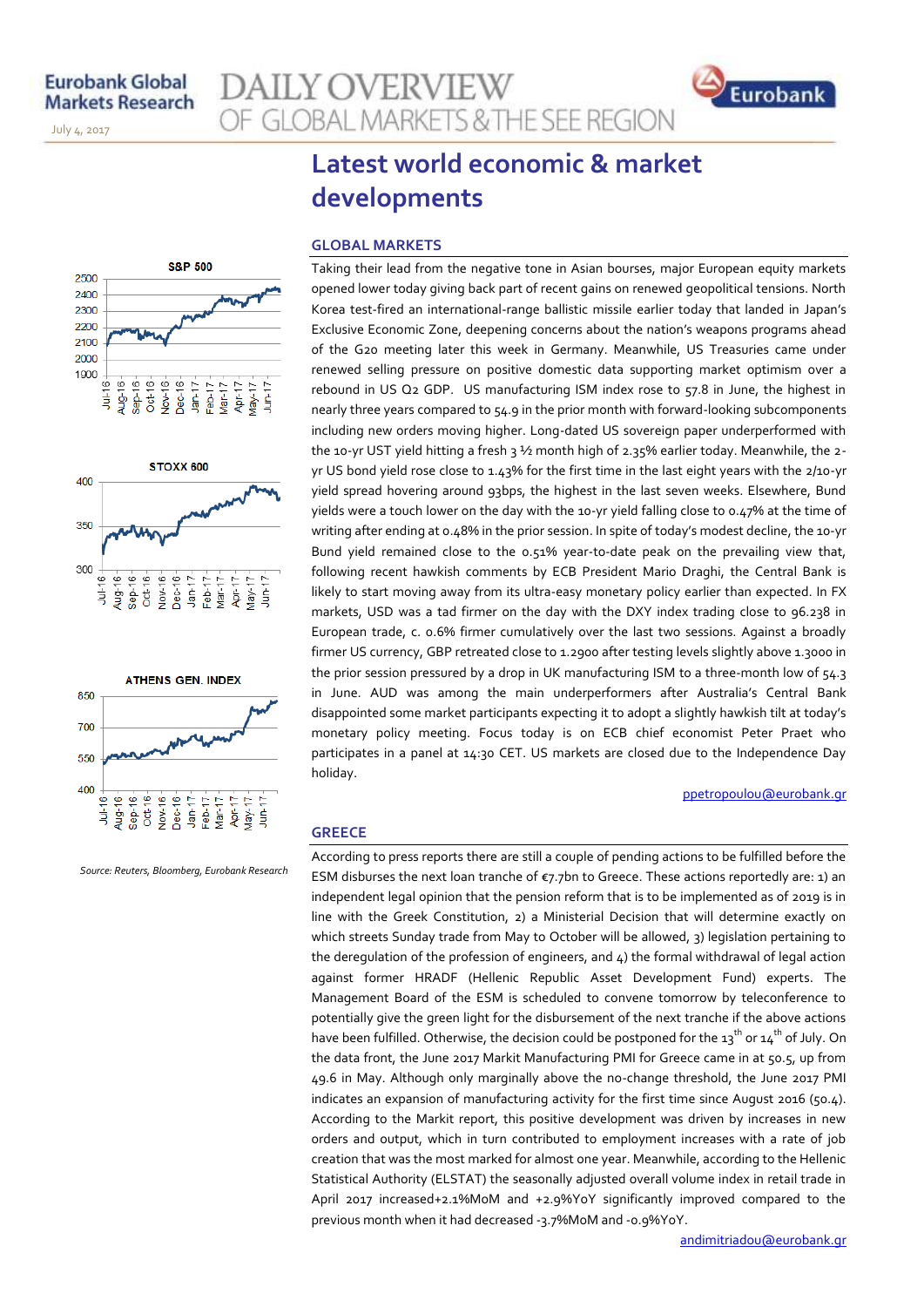# Latest world economic & market developments

## GLOBAL MARKETS

Taking their lead from the negative tone in Asian bourses, major European equity markets opened lower today giving back part of recent gains on renewed geopolitical tensions. North Korea test-fired an international-range ballistic missile earlier today that landed in Japan's Exclusive Economic Zone, deepening concerns about the nation's weapons programs ahead of the G20 meeting later this week in Germany. Meanwhile, US Treasuries came under renewed selling pressure on positive domestic data supporting market optimism over a rebound in US Q2 GDP. US manufacturing ISM index rose to 57.8 in June, the highest in nearly three years compared to 54.9 in the prior month with forward-looking subcomponents including new orders moving higher. Long-dated US sovereign paper underperformed with the 10-yr UST yield hitting a fresh 3 ½ month high of 2.35% earlier today. Meanwhile, the 2-yr US bond yield rose close to 1.43% for the first time in the last eight years with the 2/10-yr yield spread hovering around 93bps, the highest in the last seven weeks. Elsewhere, Bund yields were a touch lower on the day with the 10-yr yield falling close to 0.47% at the time of writing after ending at 0.48% in the prior session. In spite of today's modest decline, the 10-yr Bund yield remained close to the 0.51% year-to-date peak on the prevailing view that, following recent hawkish comments by ECB President Mario Draghi, the Central Bank is likely to start moving away from its ultra-easy monetary policy earlier than expected. In FX markets, USD was a tad firmer on the day with the DXY index trading close to 96.238 in European trade, c. 0.6% firmer cumulatively over the last two sessions. Against a broadly firmer US currency, GBP retreated close to 1.2900 after testing levels slightly above 1.3000 in the prior session pressured by a drop in UK manufacturing ISM to a three-month low of 54.3 in June. AUD was among the main underperformers after Australia's Central Bank disappointed some market participants expecting it to adopt a slightly hawkish tilt at today's monetary policy meeting. Focus today is on ECB chief economist Peter Praet who participates in a panel at 14:30 CET. US markets are closed due to the Independence Day holiday.

ppetropoulou@eurobank.gr

## GREECE

According to press reports there are still a couple of pending actions to be fulfilled before the ESM disburses the next loan tranche of €7.7bn to Greece. These actions reportedly are: 1) an independent legal opinion that the pension reform that is to be implemented as of 2019 is in line with the Greek Constitution, 2) a Ministerial Decision that will determine exactly on which streets Sunday trade from May to October will be allowed, 3) legislation pertaining to the deregulation of the profession of engineers, and 4) the formal withdrawal of legal action against former HRADF (Hellenic Republic Asset Development Fund) experts. The Management Board of the ESM is scheduled to convene tomorrow by teleconference to potentially give the green light for the disbursement of the next tranche if the above actions have been fulfilled. Otherwise, the decision could be postponed for the 13th or 14th of July. On the data front, the June 2017 Markit Manufacturing PMI for Greece came in at 50.5, up from 49.6 in May. Although only marginally above the no-change threshold, the June 2017 PMI indicates an expansion of manufacturing activity for the first time since August 2016 (50.4). According to the Markit report, this positive development was driven by increases in new orders and output, which in turn contributed to employment increases with a rate of job creation that was the most marked for almost one year. Meanwhile, according to the Hellenic Statistical Authority (ELSTAT) the seasonally adjusted overall volume index in retail trade in April 2017 increased+2.1%MoM and +2.9%YoY significantly improved compared to the previous month when it had decreased -3.7%MoM and -0.9%YoY.

andimitriadou@eurobank.gr

S&P 500

STOXX 600

ATHENS GEN. INDEX

*Source: Reuters, Bloomberg, Eurobank Research*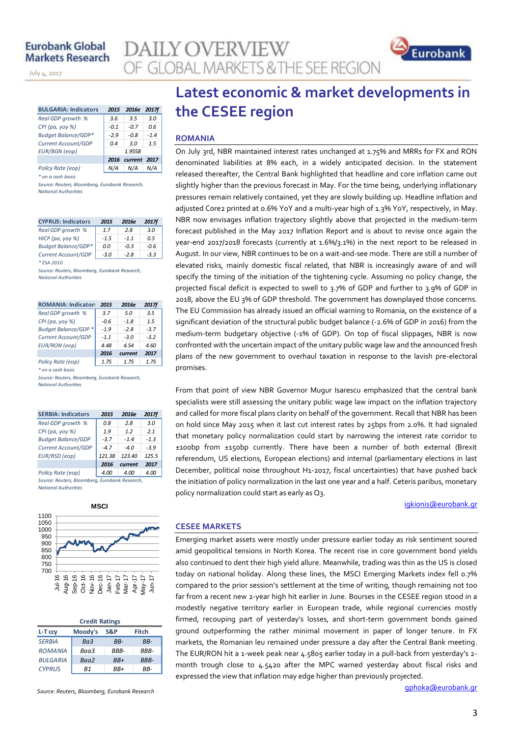# Latest economic & market developments in the CESEE region

## ROMANIA

On July 3rd, NBR maintained interest rates unchanged at 1.75% and MRRs for FX and RON denominated liabilities at 8% each, in a widely anticipated decision. In the statement released thereafter, the Central Bank highlighted that headline and core inflation came out slightly higher than the previous forecast in May. For the time being, underlying inflationary pressures remain relatively contained, yet they are slowly building up. Headline inflation and adjusted Core2 printed at 0.6% YoY and a multi-year high of 1.3% YoY, respectively, in May. NBR now envisages inflation trajectory slightly above that projected in the medium-term forecast published in the May 2017 Inflation Report and is about to revise once again the year-end 2017/2018 forecasts (currently at 1.6%/3.1%) in the next report to be released in August. In our view, NBR continues to be on a wait-and-see mode. There are still a number of elevated risks, mainly domestic fiscal related, that NBR is increasingly aware of and will specify the timing of the initiation of the tightening cycle. Assuming no policy change, the projected fiscal deficit is expected to swell to 3.7% of GDP and further to 3.9% of GDP in 2018, above the EU 3% of GDP threshold. The government has downplayed those concerns. The EU Commission has already issued an official warning to Romania, on the existence of a significant deviation of the structural public budget balance (-2.6% of GDP in 2016) from the medium-term budgetary objective (-1% of GDP). On top of fiscal slippages, NBR is now confronted with the uncertain impact of the unitary public wage law and the announced fresh plans of the new government to overhaul taxation in response to the lavish pre-electoral promises.

From that point of view NBR Governor Mugur Isarescu emphasized that the central bank specialists were still assessing the unitary public wage law impact on the inflation trajectory and called for more fiscal plans clarity on behalf of the government. Recall that NBR has been on hold since May 2015 when it last cut interest rates by 25bps from 2.0%. It had signaled that monetary policy normalization could start by narrowing the interest rate corridor to ±100bp from ±150bp currently. There have been a number of both external (Brexit referendum, US elections, European elections) and internal (parliamentary elections in last December, political noise throughout H1-2017, fiscal uncertainties) that have pushed back the initiation of policy normalization in the last one year and a half. Ceteris paribus, monetary policy normalization could start as early as Q3.

igkionis@eurobank.gr

## CESEE MARKETS

Emerging market assets were mostly under pressure earlier today as risk sentiment soured amid geopolitical tensions in North Korea. The recent rise in core government bond yields also continued to dent their high yield allure. Meanwhile, trading was thin as the US is closed today on national holiday. Along these lines, the MSCI Emerging Markets index fell 0.7% compared to the prior session's settlement at the time of writing, though remaining not too far from a recent new 2-year high hit earlier in June. Bourses in the CESEE region stood in a modestly negative territory earlier in European trade, while regional currencies mostly firmed, recouping part of yesterday's losses, and short-term government bonds gained ground outperforming the rather minimal movement in paper of longer tenure. In FX markets, the Romanian leu remained under pressure a day after the Central Bank meeting. The EUR/RON hit a 1-week peak near 4.5805 earlier today in a pull-back from yesterday's 2-month trough close to 4.5420 after the MPC warned yesterday about fiscal risks and expressed the view that inflation may edge higher than previously projected.

gphoka@eurobank.gr

| BULGARIA: Indicators | 2015 | 2016e | 2017f |
|---|---|---|---|
| Real GDP growth % | 3.6 | 3.5 | 3.0 |
| CPI (pa, yoy %) | -0.1 | -0.7 | 0.6 |
| Budget Balance/GDP* | -2.9 | -0.8 | -1.4 |
| Current Account/GDP | 0.4 | 3.0 | 1.5 |
| EUR/BGN (eop) | 1.9558 | | |
| | 2016 | current | 2017 |
| Policy Rate (eop) | N/A | N/A | N/A |

\* on a cash basis

Source: Reuters, Bloomberg, Eurobank Research, National Authorities

| CYPRUS: Indicators | 2015 | 2016e | 2017f |
|---|---|---|---|
| Real GDP growth % | 1.7 | 2.8 | 3.0 |
| HICP (pa, yoy %) | -1.5 | -1.1 | 0.5 |
| Budget Balance/GDP* | 0.0 | -0.3 | -0.6 |
| Current Account/GDP | -3.0 | -2.8 | -3.3 |

\* ESA 2010

Source: Reuters, Bloomberg, Eurobank Research, National Authorities

| ROMANIA: Indicators | 2015 | 2016e | 2017f |
|---|---|---|---|
| Real GDP growth % | 3.7 | 5.0 | 3.5 |
| CPI (pa, yoy %) | -0.6 | -1.8 | 1.5 |
| Budget Balance/GDP * | -1.9 | -2.8 | -3.7 |
| Current Account/GDP | -1.1 | -3.0 | -3.2 |
| EUR/RON (eop) | 4.48 | 4.54 | 4.60 |
| | 2016 | current | 2017 |
| Policy Rate (eop) | 1.75 | 1.75 | 1.75 |

\* on a cash basis

Source: Reuters, Bloomberg, Eurobank Research, National Authorities

| SERBIA: Indicators | 2015 | 2016e | 2017f |
|---|---|---|---|
| Real GDP growth % | 0.8 | 2.8 | 3.0 |
| CPI (pa, yoy %) | 1.9 | 1.2 | 2.1 |
| Budget Balance/GDP | -3.7 | -1.4 | -1.3 |
| Current Account/GDP | -4.7 | -4.0 | -3.9 |
| EUR/RSD (eop) | 121.38 | 123.40 | 125.5 |
| | 2016 | current | 2017 |
| Policy Rate (eop) | 4.00 | 4.00 | 4.00 |

Source: Reuters, Bloomberg, Eurobank Research, National Authorities

MSCI

| Credit Ratings | | | |
|---|---|---|---|
| L-T ccy | Moody's | S&P | Fitch |
| SERBIA | Ba3 | BB- | BB- |
| ROMANIA | Baa3 | BBB- | BBB- |
| BULGARIA | Baa2 | BB+ | BBB- |
| CYPRUS | B1 | BB+ | BB- |

Source: Reuters, Bloomberg, Eurobank Research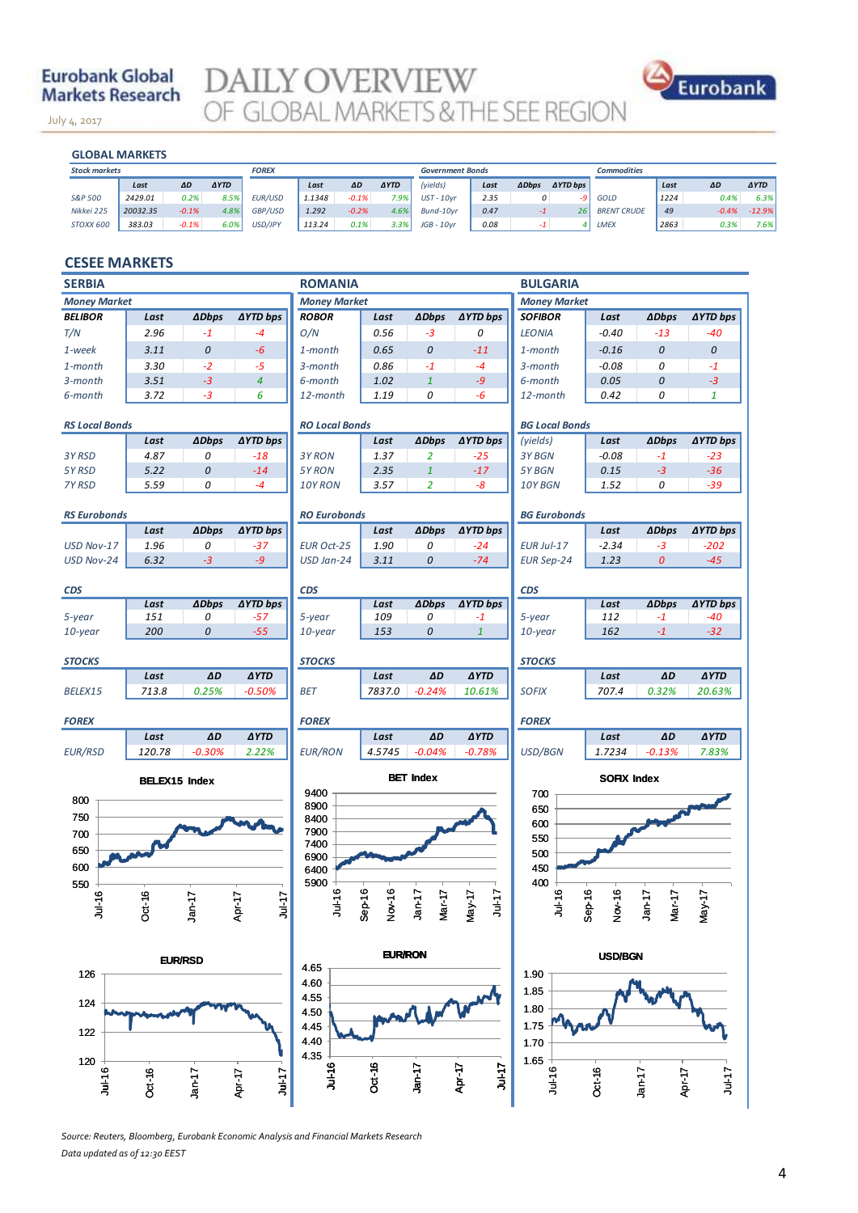Eurobank Global Markets Research

# DAILY OVERVIEW OF GLOBAL MARKETS & THE SEE REGION

July 4, 2017

## GLOBAL MARKETS

**Stock markets**

| | Last | ΔD | ΔYTD |
|---|---|---|---|
| S&P 500 | 2429.01 | 0.2% | 8.5% |
| Nikkei 225 | 20032.35 | -0.1% | 4.8% |
| STOXX 600 | 383.03 | -0.1% | 6.0% |

**FOREX**

| | Last | ΔD | ΔYTD |
|---|---|---|---|
| EUR/USD | 1.1348 | -0.1% | 7.9% |
| GBP/USD | 1.292 | -0.2% | 4.6% |
| USD/JPY | 113.24 | 0.1% | 3.3% |

**Government Bonds**

| (yields) | Last | ΔDbps | ΔYTD bps |
|---|---|---|---|
| UST - 10yr | 2.35 | 0 | -9 |
| Bund-10yr | 0.47 | -1 | 26 |
| JGB - 10yr | 0.08 | -1 | 4 |

**Commodities**

| | Last | ΔD | ΔYTD |
|---|---|---|---|
| GOLD | 1224 | 0.4% | 6.3% |
| BRENT CRUDE | 49 | -0.4% | -12.9% |
| LMEX | 2863 | 0.3% | 7.6% |

## CESEE MARKETS

### SERBIA

**Money Market**

| BELIBOR | Last | ΔDbps | ΔYTD bps |
|---|---|---|---|
| T/N | 2.96 | -1 | -4 |
| 1-week | 3.11 | 0 | -6 |
| 1-month | 3.30 | -2 | -5 |
| 3-month | 3.51 | -3 | 4 |
| 6-month | 3.72 | -3 | 6 |

**RS Local Bonds**

| | Last | ΔDbps | ΔYTD bps |
|---|---|---|---|
| 3Y RSD | 4.87 | 0 | -18 |
| 5Y RSD | 5.22 | 0 | -14 |
| 7Y RSD | 5.59 | 0 | -4 |

**RS Eurobonds**

| | Last | ΔDbps | ΔYTD bps |
|---|---|---|---|
| USD Nov-17 | 1.96 | 0 | -37 |
| USD Nov-24 | 6.32 | -3 | -9 |

**CDS**

| | Last | ΔDbps | ΔYTD bps |
|---|---|---|---|
| 5-year | 151 | 0 | -57 |
| 10-year | 200 | 0 | -55 |

**STOCKS**

| | Last | ΔD | ΔYTD |
|---|---|---|---|
| BELEX15 | 713.8 | 0.25% | -0.50% |

**FOREX**

| | Last | ΔD | ΔYTD |
|---|---|---|---|
| EUR/RSD | 120.78 | -0.30% | 2.22% |

### ROMANIA

**Money Market**

| ROBOR | Last | ΔDbps | ΔYTD bps |
|---|---|---|---|
| O/N | 0.56 | -3 | 0 |
| 1-month | 0.65 | 0 | -11 |
| 3-month | 0.86 | -1 | -4 |
| 6-month | 1.02 | 1 | -9 |
| 12-month | 1.19 | 0 | -6 |

**RO Local Bonds**

| | Last | ΔDbps | ΔYTD bps |
|---|---|---|---|
| 3Y RON | 1.37 | 2 | -25 |
| 5Y RON | 2.35 | 1 | -17 |
| 10Y RON | 3.57 | 2 | -8 |

**RO Eurobonds**

| | Last | ΔDbps | ΔYTD bps |
|---|---|---|---|
| EUR Oct-25 | 1.90 | 0 | -24 |
| USD Jan-24 | 3.11 | 0 | -74 |

**CDS**

| | Last | ΔDbps | ΔYTD bps |
|---|---|---|---|
| 5-year | 109 | 0 | -1 |
| 10-year | 153 | 0 | 1 |

**STOCKS**

| | Last | ΔD | ΔYTD |
|---|---|---|---|
| BET | 7837.0 | -0.24% | 10.61% |

**FOREX**

| | Last | ΔD | ΔYTD |
|---|---|---|---|
| EUR/RON | 4.5745 | -0.04% | -0.78% |

### BULGARIA

**Money Market**

| SOFIBOR | Last | ΔDbps | ΔYTD bps |
|---|---|---|---|
| LEONIA | -0.40 | -13 | -40 |
| 1-month | -0.16 | 0 | 0 |
| 3-month | -0.08 | 0 | -1 |
| 6-month | 0.05 | 0 | -3 |
| 12-month | 0.42 | 0 | 1 |

**BG Local Bonds**

| (yields) | Last | ΔDbps | ΔYTD bps |
|---|---|---|---|
| 3Y BGN | -0.08 | -1 | -23 |
| 5Y BGN | 0.15 | -3 | -36 |
| 10Y BGN | 1.52 | 0 | -39 |

**BG Eurobonds**

| | Last | ΔDbps | ΔYTD bps |
|---|---|---|---|
| EUR Jul-17 | -2.34 | -3 | -202 |
| EUR Sep-24 | 1.23 | 0 | -45 |

**CDS**

| | Last | ΔDbps | ΔYTD bps |
|---|---|---|---|
| 5-year | 112 | -1 | -40 |
| 10-year | 162 | -1 | -32 |

**STOCKS**

| | Last | ΔD | ΔYTD |
|---|---|---|---|
| SOFIX | 707.4 | 0.32% | 20.63% |

**FOREX**

| | Last | ΔD | ΔYTD |
|---|---|---|---|
| USD/BGN | 1.7234 | -0.13% | 7.83% |

BELEX15 Index

BET Index

SOFIX Index

EUR/RSD

EUR/RON

USD/BGN

*Source: Reuters, Bloomberg, Eurobank Economic Analysis and Financial Markets Research*
*Data updated as of 12:30 EEST*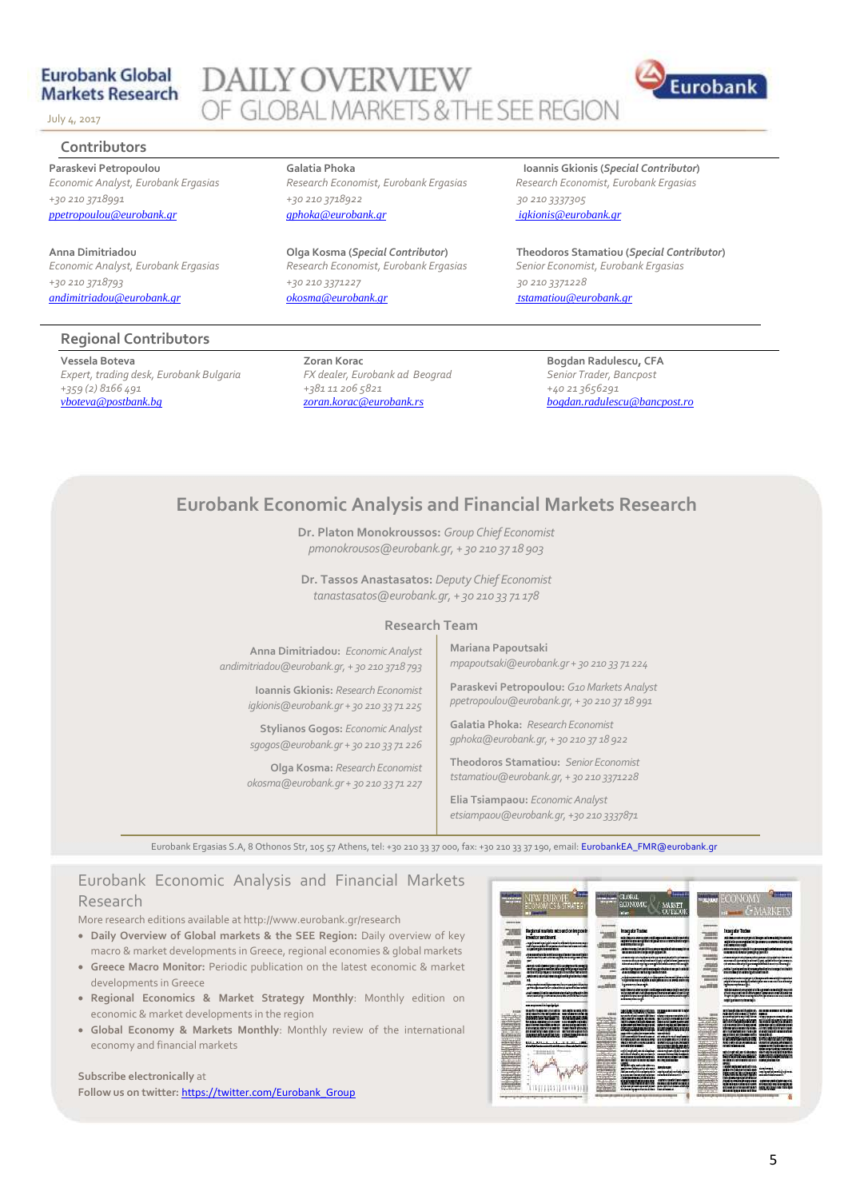## Contributors

**Paraskevi Petropoulou**
*Economic Analyst, Eurobank Ergasias*
*+30 210 3718991*
*ppetropoulou@eurobank.gr*

**Galatia Phoka**
*Research Economist, Eurobank Ergasias*
*+30 210 3718922*
*gphoka@eurobank.gr*

**Ioannis Gkionis (*Special Contributor*)**
*Research Economist, Eurobank Ergasias*
*30 210 3337305*
*igkionis@eurobank.gr*

**Anna Dimitriadou**
*Economic Analyst, Eurobank Ergasias*
*+30 210 3718793*
*andimitriadou@eurobank.gr*

**Olga Kosma (*Special Contributor*)**
*Research Economist, Eurobank Ergasias*
*+30 210 3371227*
*okosma@eurobank.gr*

**Theodoros Stamatiou (*Special Contributor*)**
*Senior Economist, Eurobank Ergasias*
*30 210 3371228*
*tstamatiou@eurobank.gr*

## Regional Contributors

**Vessela Boteva**
*Expert, trading desk, Eurobank Bulgaria*
*+359 (2) 8166 491*
*vboteva@postbank.bg*

**Zoran Korac**
*FX dealer, Eurobank ad Beograd*
*+381 11 206 5821*
*zoran.korac@eurobank.rs*

**Bogdan Radulescu, CFA**
*Senior Trader, Bancpost*
*+40 21 3656291*
*bogdan.radulescu@bancpost.ro*

## Eurobank Economic Analysis and Financial Markets Research

**Dr. Platon Monokroussos:** *Group Chief Economist*
*pmonokrousos@eurobank.gr, + 30 210 37 18 903*

**Dr. Tassos Anastasatos:** *Deputy Chief Economist*
*tanastasatos@eurobank.gr, + 30 210 33 71 178*

### Research Team

**Anna Dimitriadou:** *Economic Analyst*
*andimitriadou@eurobank.gr, + 30 210 3718 793*

**Ioannis Gkionis:** *Research Economist*
*igkionis@eurobank.gr + 30 210 33 71 225*

**Stylianos Gogos:** *Economic Analyst*
*sgogos@eurobank.gr + 30 210 33 71 226*

**Olga Kosma:** *Research Economist*
*okosma@eurobank.gr + 30 210 33 71 227*

**Mariana Papoutsaki**
*mpapoutsaki@eurobank.gr + 30 210 33 71 224*

**Paraskevi Petropoulou:** *G10 Markets Analyst*
*ppetropoulou@eurobank.gr, + 30 210 37 18 991*

**Galatia Phoka:** *Research Economist*
*gphoka@eurobank.gr, + 30 210 37 18 922*

**Theodoros Stamatiou:** *Senior Economist*
*tstamatiou@eurobank.gr, + 30 210 3371228*

**Elia Tsiampaou:** *Economic Analyst*
*etsiampaou@eurobank.gr, +30 210 3337871*

Eurobank Ergasias S.A, 8 Othonos Str, 105 57 Athens, tel: +30 210 33 37 000, fax: +30 210 33 37 190, email: EurobankEA_FMR@eurobank.gr

## Eurobank Economic Analysis and Financial Markets Research

More research editions available at http://www.eurobank.gr/research

- **Daily Overview of Global markets & the SEE Region:** Daily overview of key macro & market developments in Greece, regional economies & global markets
- **Greece Macro Monitor:** Periodic publication on the latest economic & market developments in Greece
- **Regional Economics & Market Strategy Monthly**: Monthly edition on economic & market developments in the region
- **Global Economy & Markets Monthly**: Monthly review of the international economy and financial markets

**Subscribe electronically** at
**Follow us on twitter:** https://twitter.com/Eurobank_Group